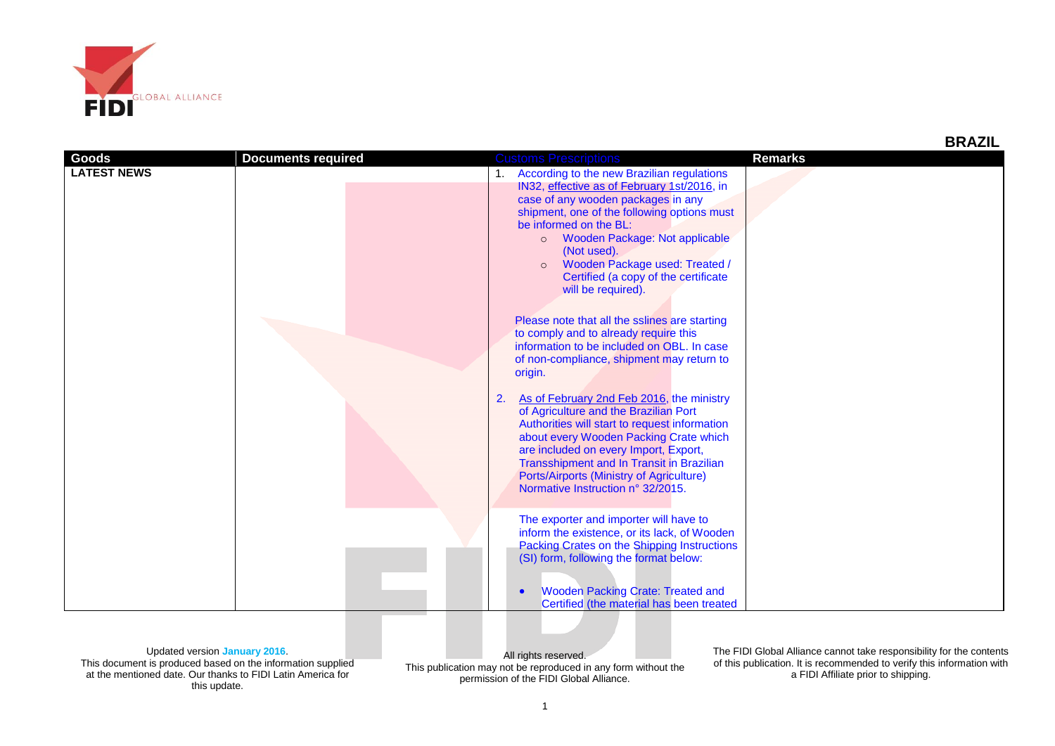# BRAZIL

| Goods | Documents required | Customs Prescriptions | Remarks |
| --- | --- | --- | --- |
| **LATEST NEWS** | | 1. According to the new Brazilian regulations IN32, effective as of February 1st/2016, in case of any wooden packages in any shipment, one of the following options must be informed on the BL:<br>◦ Wooden Package: Not applicable (Not used).<br>◦ Wooden Package used: Treated / Certified (a copy of the certificate will be required).<br><br>Please note that all the sslines are starting to comply and to already require this information to be included on OBL. In case of non-compliance, shipment may return to origin.<br><br>2. As of February 2nd Feb 2016, the ministry of Agriculture and the Brazilian Port Authorities will start to request information about every Wooden Packing Crate which are included on every Import, Export, Transshipment and In Transit in Brazilian Ports/Airports (Ministry of Agriculture) Normative Instruction n° 32/2015.<br><br>The exporter and importer will have to inform the existence, or its lack, of Wooden Packing Crates on the Shipping Instructions (SI) form, following the format below:<br><br>• Wooden Packing Crate: Treated and Certified (the material has been treated | |

Updated version **January 2016**.
This document is produced based on the information supplied at the mentioned date. Our thanks to FIDI Latin America for this update.

All rights reserved.
This publication may not be reproduced in any form without the permission of the FIDI Global Alliance.

The FIDI Global Alliance cannot take responsibility for the contents of this publication. It is recommended to verify this information with a FIDI Affiliate prior to shipping.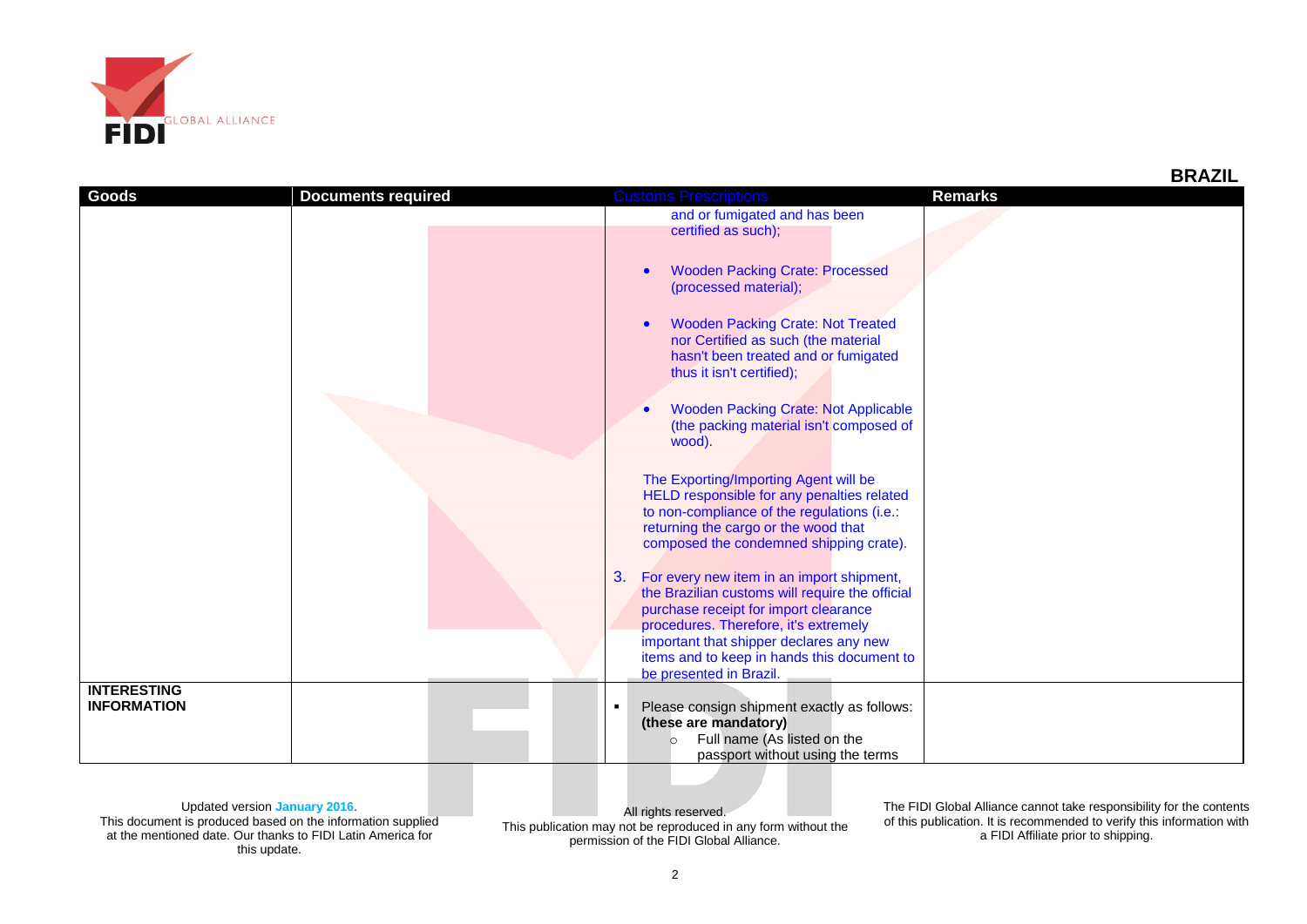## BRAZIL

| Goods | Documents required | Customs Prescriptions | Remarks |
|---|---|---|---|
| | | and or fumigated and has been certified as such);<br><br>• Wooden Packing Crate: Processed (processed material);<br><br>• Wooden Packing Crate: Not Treated nor Certified as such (the material hasn't been treated and or fumigated thus it isn't certified);<br><br>• Wooden Packing Crate: Not Applicable (the packing material isn't composed of wood).<br><br>The Exporting/Importing Agent will be HELD responsible for any penalties related to non-compliance of the regulations (i.e.: returning the cargo or the wood that composed the condemned shipping crate).<br><br>3. For every new item in an import shipment, the Brazilian customs will require the official purchase receipt for import clearance procedures. Therefore, it's extremely important that shipper declares any new items and to keep in hands this document to be presented in Brazil. | |
| **INTERESTING INFORMATION** | | ▪ Please consign shipment exactly as follows: **(these are mandatory)**<br>○ Full name (As listed on the passport without using the terms | |

Updated version **January 2016**.
This document is produced based on the information supplied at the mentioned date. Our thanks to FIDI Latin America for this update.

All rights reserved.
This publication may not be reproduced in any form without the permission of the FIDI Global Alliance.

The FIDI Global Alliance cannot take responsibility for the contents of this publication. It is recommended to verify this information with a FIDI Affiliate prior to shipping.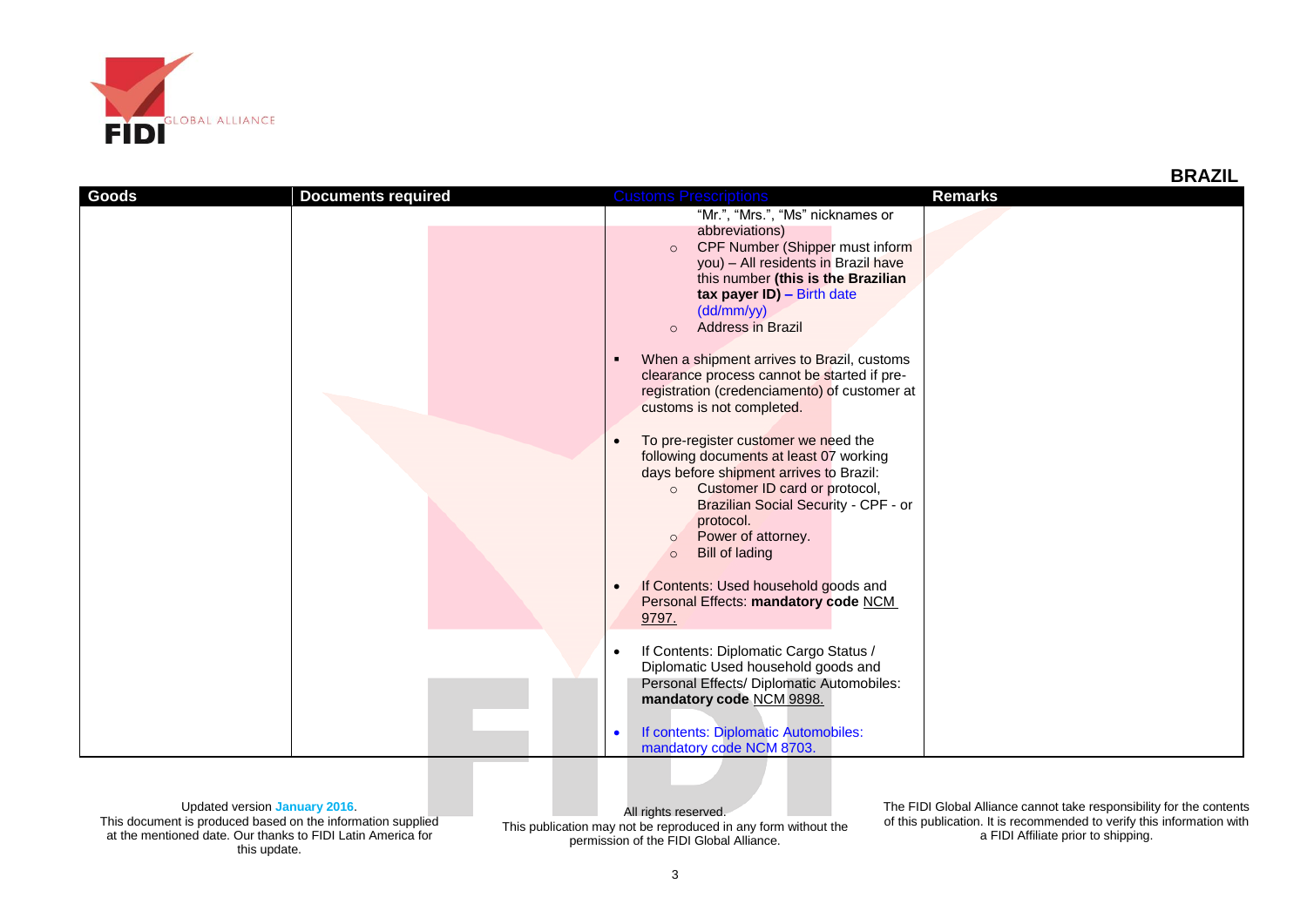## BRAZIL

| Goods | Documents required | Customs Prescriptions | Remarks |
|---|---|---|---|
| | | "Mr.", "Mrs.", "Ms" nicknames or abbreviations)<br>◦ CPF Number (Shipper must inform you) – All residents in Brazil have this number **(this is the Brazilian tax payer ID) –** Birth date (dd/mm/yy)<br>◦ Address in Brazil<br><br>▪ When a shipment arrives to Brazil, customs clearance process cannot be started if pre-registration (credenciamento) of customer at customs is not completed.<br><br>• To pre-register customer we need the following documents at least 07 working days before shipment arrives to Brazil:<br>◦ Customer ID card or protocol, Brazilian Social Security - CPF - or protocol.<br>◦ Power of attorney.<br>◦ Bill of lading<br><br>• If Contents: Used household goods and Personal Effects: **mandatory code** NCM 9797.<br><br>• If Contents: Diplomatic Cargo Status / Diplomatic Used household goods and Personal Effects/ Diplomatic Automobiles: **mandatory code** NCM 9898.<br><br>• If contents: Diplomatic Automobiles: mandatory code NCM 8703. | |

Updated version **January 2016**.
This document is produced based on the information supplied at the mentioned date. Our thanks to FIDI Latin America for this update.

All rights reserved.
This publication may not be reproduced in any form without the permission of the FIDI Global Alliance.

The FIDI Global Alliance cannot take responsibility for the contents of this publication. It is recommended to verify this information with a FIDI Affiliate prior to shipping.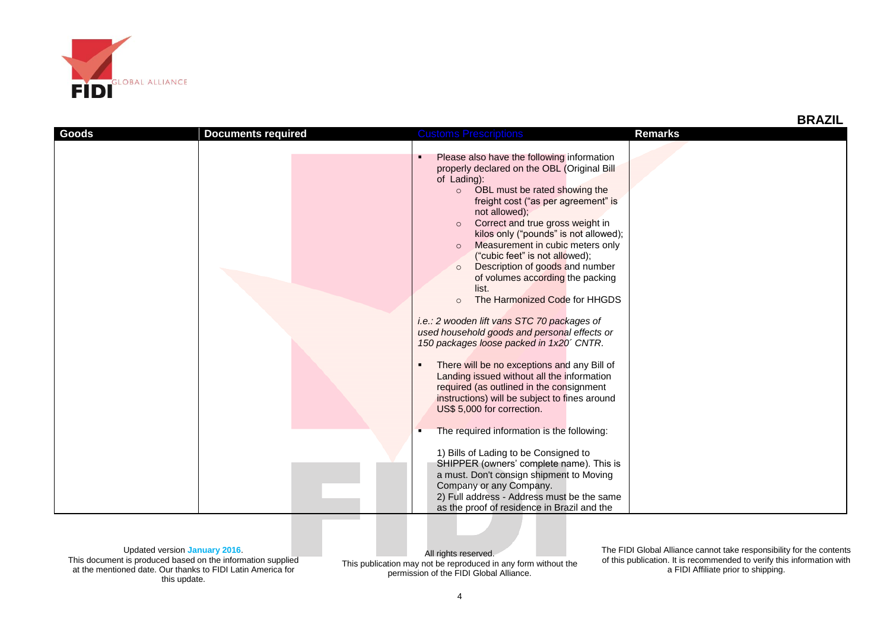## BRAZIL

| Goods | Documents required | Customs Prescriptions | Remarks |
|---|---|---|---|
| | | ▪ Please also have the following information properly declared on the OBL (Original Bill of Lading):<br>○ OBL must be rated showing the freight cost ("as per agreement" is not allowed);<br>○ Correct and true gross weight in kilos only ("pounds" is not allowed);<br>○ Measurement in cubic meters only ("cubic feet" is not allowed);<br>○ Description of goods and number of volumes according the packing list.<br>○ The Harmonized Code for HHGDS<br><br>*i.e.: 2 wooden lift vans STC 70 packages of used household goods and personal effects or 150 packages loose packed in 1x20´ CNTR.*<br><br>▪ There will be no exceptions and any Bill of Landing issued without all the information required (as outlined in the consignment instructions) will be subject to fines around US$ 5,000 for correction.<br><br>▪ The required information is the following:<br><br>1) Bills of Lading to be Consigned to SHIPPER (owners' complete name). This is a must. Don't consign shipment to Moving Company or any Company.<br>2) Full address - Address must be the same as the proof of residence in Brazil and the | |

Updated version **January 2016**.
This document is produced based on the information supplied at the mentioned date. Our thanks to FIDI Latin America for this update.

All rights reserved.
This publication may not be reproduced in any form without the permission of the FIDI Global Alliance.

The FIDI Global Alliance cannot take responsibility for the contents of this publication. It is recommended to verify this information with a FIDI Affiliate prior to shipping.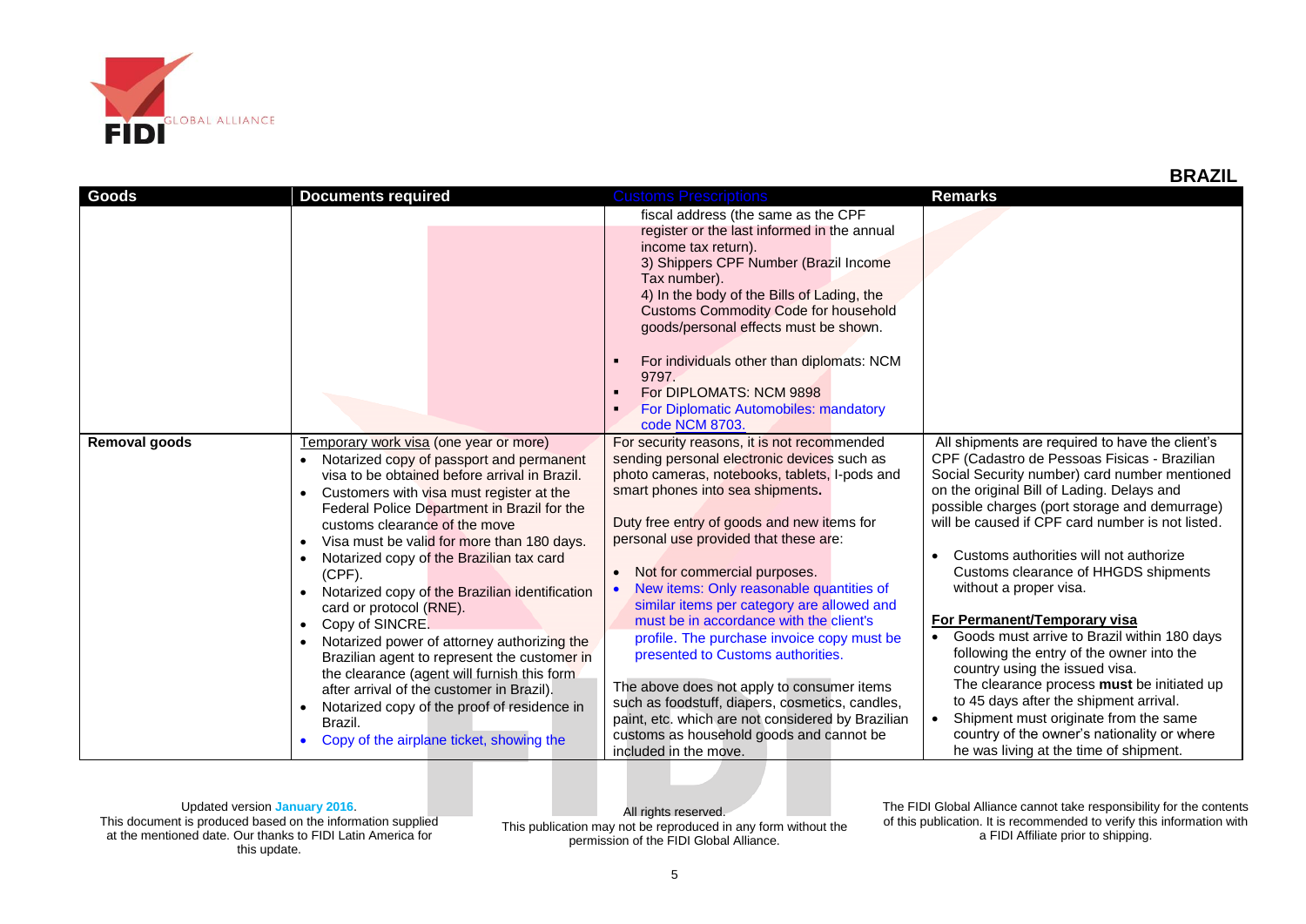**BRAZIL**

| Goods | Documents required | Customs Prescriptions | Remarks |
|---|---|---|---|
| | | fiscal address (the same as the CPF register or the last informed in the annual income tax return).<br>3) Shippers CPF Number (Brazil Income Tax number).<br>4) In the body of the Bills of Lading, the Customs Commodity Code for household goods/personal effects must be shown.<br><br>▪ For individuals other than diplomats: NCM 9797.<br>▪ For DIPLOMATS: NCM 9898<br>▪ For Diplomatic Automobiles: mandatory code NCM 8703. | |
| **Removal goods** | Temporary work visa (one year or more)<br>• Notarized copy of passport and permanent visa to be obtained before arrival in Brazil.<br>• Customers with visa must register at the Federal Police Department in Brazil for the customs clearance of the move<br>• Visa must be valid for more than 180 days.<br>• Notarized copy of the Brazilian tax card (CPF).<br>• Notarized copy of the Brazilian identification card or protocol (RNE).<br>• Copy of SINCRE.<br>• Notarized power of attorney authorizing the Brazilian agent to represent the customer in the clearance (agent will furnish this form after arrival of the customer in Brazil).<br>• Notarized copy of the proof of residence in Brazil.<br>• Copy of the airplane ticket, showing the | For security reasons, it is not recommended sending personal electronic devices such as photo cameras, notebooks, tablets, I-pods and smart phones into sea shipments.<br><br>Duty free entry of goods and new items for personal use provided that these are:<br><br>• Not for commercial purposes.<br>• New items: Only reasonable quantities of similar items per category are allowed and must be in accordance with the client's profile. The purchase invoice copy must be presented to Customs authorities.<br><br>The above does not apply to consumer items such as foodstuff, diapers, cosmetics, candles, paint, etc. which are not considered by Brazilian customs as household goods and cannot be included in the move. | All shipments are required to have the client's CPF (Cadastro de Pessoas Fisicas - Brazilian Social Security number) card number mentioned on the original Bill of Lading. Delays and possible charges (port storage and demurrage) will be caused if CPF card number is not listed.<br><br>• Customs authorities will not authorize Customs clearance of HHGDS shipments without a proper visa.<br><br>**For Permanent/Temporary visa**<br>• Goods must arrive to Brazil within 180 days following the entry of the owner into the country using the issued visa.<br>The clearance process **must** be initiated up to 45 days after the shipment arrival.<br>• Shipment must originate from the same country of the owner's nationality or where he was living at the time of shipment. |

Updated version January 2016.
This document is produced based on the information supplied at the mentioned date. Our thanks to FIDI Latin America for this update.

All rights reserved.
This publication may not be reproduced in any form without the permission of the FIDI Global Alliance.

The FIDI Global Alliance cannot take responsibility for the contents of this publication. It is recommended to verify this information with a FIDI Affiliate prior to shipping.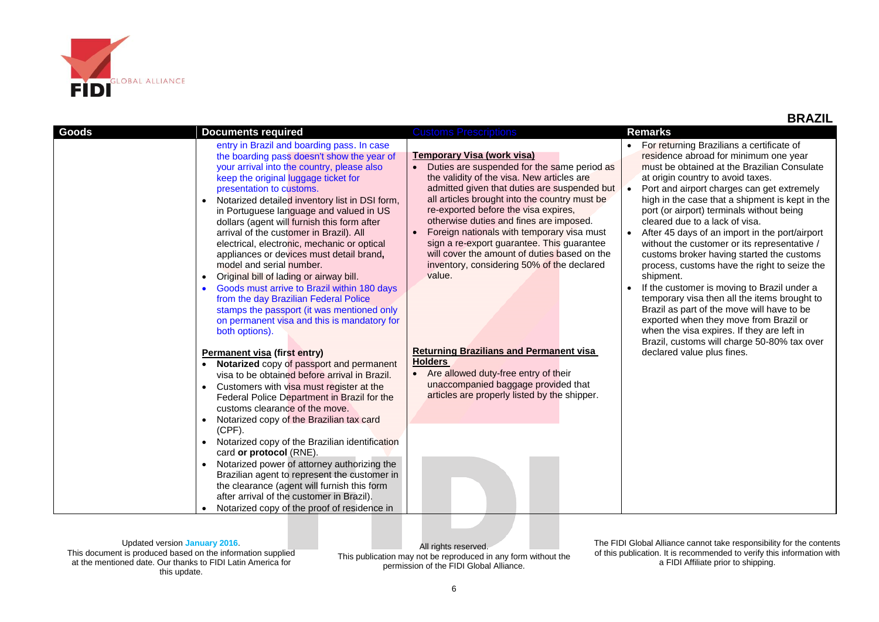# BRAZIL

| Goods | Documents required | Customs Prescriptions | Remarks |
|---|---|---|---|
| | entry in Brazil and boarding pass. In case the boarding pass doesn't show the year of your arrival into the country, please also keep the original luggage ticket for presentation to customs.<br>• Notarized detailed inventory list in DSI form, in Portuguese language and valued in US dollars (agent will furnish this form after arrival of the customer in Brazil). All electrical, electronic, mechanic or optical appliances or devices must detail brand**,** model and serial number.<br>• Original bill of lading or airway bill.<br>• Goods must arrive to Brazil within 180 days from the day Brazilian Federal Police stamps the passport (it was mentioned only on permanent visa and this is mandatory for both options).<br><br>**Permanent visa (first entry)**<br>• **Notarized** copy of passport and permanent visa to be obtained before arrival in Brazil.<br>• Customers with visa must register at the Federal Police Department in Brazil for the customs clearance of the move.<br>• Notarized copy of the Brazilian tax card (CPF).<br>• Notarized copy of the Brazilian identification card **or protocol** (RNE).<br>• Notarized power of attorney authorizing the Brazilian agent to represent the customer in the clearance (agent will furnish this form after arrival of the customer in Brazil).<br>• Notarized copy of the proof of residence in | **Temporary Visa (work visa)**<br>• Duties are suspended for the same period as the validity of the visa. New articles are admitted given that duties are suspended but all articles brought into the country must be re-exported before the visa expires, otherwise duties and fines are imposed.<br>• Foreign nationals with temporary visa must sign a re-export guarantee. This guarantee will cover the amount of duties based on the inventory, considering 50% of the declared value.<br><br>**Returning Brazilians and Permanent visa Holders**<br>• Are allowed duty-free entry of their unaccompanied baggage provided that articles are properly listed by the shipper. | • For returning Brazilians a certificate of residence abroad for minimum one year must be obtained at the Brazilian Consulate at origin country to avoid taxes.<br>• Port and airport charges can get extremely high in the case that a shipment is kept in the port (or airport) terminals without being cleared due to a lack of visa.<br>• After 45 days of an import in the port/airport without the customer or its representative / customs broker having started the customs process, customs have the right to seize the shipment.<br>• If the customer is moving to Brazil under a temporary visa then all the items brought to Brazil as part of the move will have to be exported when they move from Brazil or when the visa expires. If they are left in Brazil, customs will charge 50-80% tax over declared value plus fines. |

Updated version **January 2016**.
This document is produced based on the information supplied at the mentioned date. Our thanks to FIDI Latin America for this update.

All rights reserved.
This publication may not be reproduced in any form without the permission of the FIDI Global Alliance.

The FIDI Global Alliance cannot take responsibility for the contents of this publication. It is recommended to verify this information with a FIDI Affiliate prior to shipping.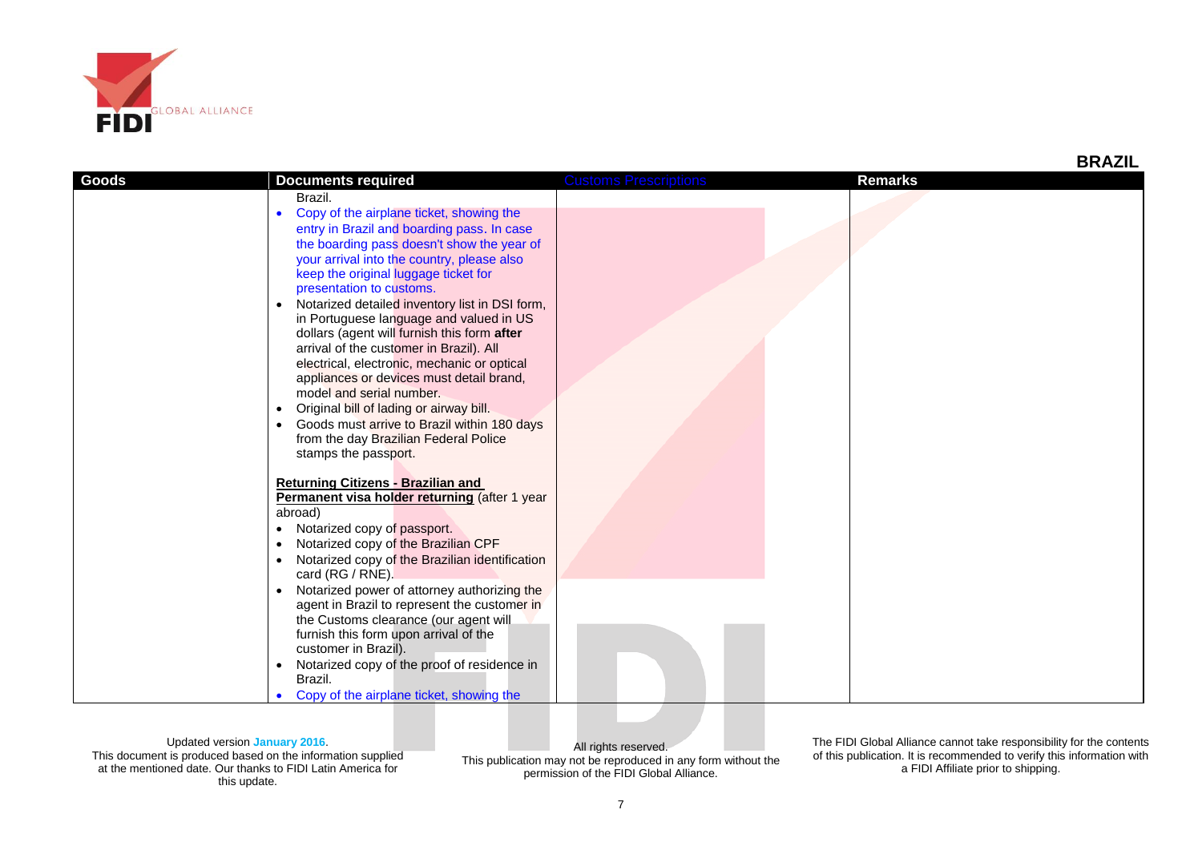**BRAZIL**

| Goods | Documents required | Customs Prescriptions | Remarks |
|---|---|---|---|
| | Brazil.<br>• Copy of the airplane ticket, showing the entry in Brazil and boarding pass. In case the boarding pass doesn't show the year of your arrival into the country, please also keep the original luggage ticket for presentation to customs.<br>• Notarized detailed inventory list in DSI form, in Portuguese language and valued in US dollars (agent will furnish this form **after** arrival of the customer in Brazil). All electrical, electronic, mechanic or optical appliances or devices must detail brand, model and serial number.<br>• Original bill of lading or airway bill.<br>• Goods must arrive to Brazil within 180 days from the day Brazilian Federal Police stamps the passport.<br><br>**Returning Citizens - Brazilian and Permanent visa holder returning** (after 1 year abroad)<br>• Notarized copy of passport.<br>• Notarized copy of the Brazilian CPF<br>• Notarized copy of the Brazilian identification card (RG / RNE).<br>• Notarized power of attorney authorizing the agent in Brazil to represent the customer in the Customs clearance (our agent will furnish this form upon arrival of the customer in Brazil).<br>• Notarized copy of the proof of residence in Brazil.<br>• Copy of the airplane ticket, showing the | | |

Updated version **January 2016**.
This document is produced based on the information supplied at the mentioned date. Our thanks to FIDI Latin America for this update.

All rights reserved.
This publication may not be reproduced in any form without the permission of the FIDI Global Alliance.

The FIDI Global Alliance cannot take responsibility for the contents of this publication. It is recommended to verify this information with a FIDI Affiliate prior to shipping.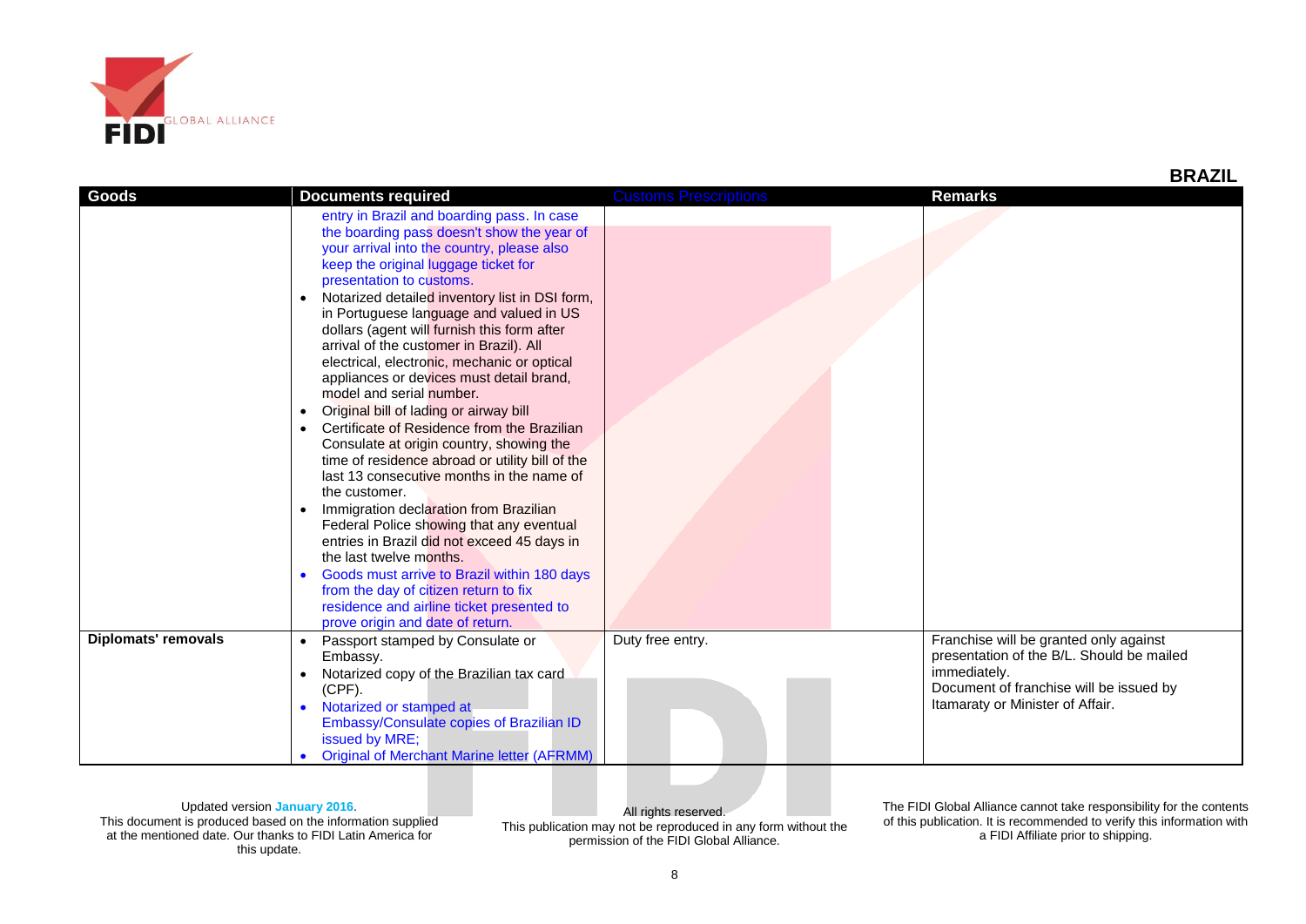**BRAZIL**

| Goods | Documents required | Customs Prescriptions | Remarks |
|---|---|---|---|
| | entry in Brazil and boarding pass. In case the boarding pass doesn't show the year of your arrival into the country, please also keep the original luggage ticket for presentation to customs.<br>• Notarized detailed inventory list in DSI form, in Portuguese language and valued in US dollars (agent will furnish this form after arrival of the customer in Brazil). All electrical, electronic, mechanic or optical appliances or devices must detail brand, model and serial number.<br>• Original bill of lading or airway bill<br>• Certificate of Residence from the Brazilian Consulate at origin country, showing the time of residence abroad or utility bill of the last 13 consecutive months in the name of the customer.<br>• Immigration declaration from Brazilian Federal Police showing that any eventual entries in Brazil did not exceed 45 days in the last twelve months.<br>• Goods must arrive to Brazil within 180 days from the day of citizen return to fix residence and airline ticket presented to prove origin and date of return. | | |
| **Diplomats' removals** | • Passport stamped by Consulate or Embassy.<br>• Notarized copy of the Brazilian tax card (CPF).<br>• Notarized or stamped at Embassy/Consulate copies of Brazilian ID issued by MRE;<br>• Original of Merchant Marine letter (AFRMM) | Duty free entry. | Franchise will be granted only against presentation of the B/L. Should be mailed immediately.<br>Document of franchise will be issued by Itamaraty or Minister of Affair. |

Updated version January 2016.
This document is produced based on the information supplied at the mentioned date. Our thanks to FIDI Latin America for this update.

All rights reserved.
This publication may not be reproduced in any form without the permission of the FIDI Global Alliance.

The FIDI Global Alliance cannot take responsibility for the contents of this publication. It is recommended to verify this information with a FIDI Affiliate prior to shipping.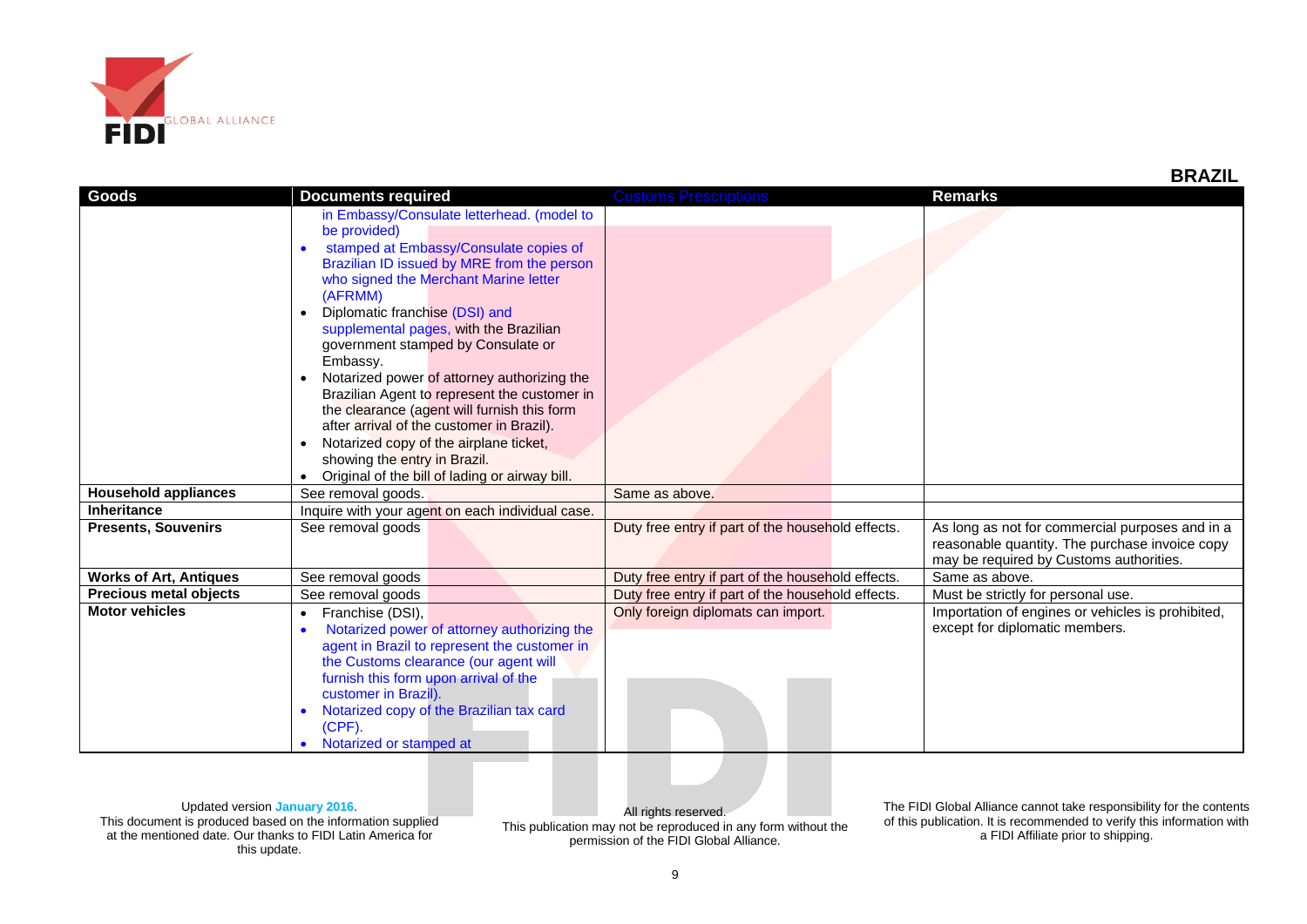## BRAZIL

| Goods | Documents required | Customs Prescriptions | Remarks |
|---|---|---|---|
| | in Embassy/Consulate letterhead. (model to be provided)<br>• stamped at Embassy/Consulate copies of Brazilian ID issued by MRE from the person who signed the Merchant Marine letter (AFRMM)<br>• Diplomatic franchise (DSI) and supplemental pages, with the Brazilian government stamped by Consulate or Embassy.<br>• Notarized power of attorney authorizing the Brazilian Agent to represent the customer in the clearance (agent will furnish this form after arrival of the customer in Brazil).<br>• Notarized copy of the airplane ticket, showing the entry in Brazil.<br>• Original of the bill of lading or airway bill. | | |
| **Household appliances** | See removal goods. | Same as above. | |
| **Inheritance** | Inquire with your agent on each individual case. | | |
| **Presents, Souvenirs** | See removal goods | Duty free entry if part of the household effects. | As long as not for commercial purposes and in a reasonable quantity. The purchase invoice copy may be required by Customs authorities. |
| **Works of Art, Antiques** | See removal goods | Duty free entry if part of the household effects. | Same as above. |
| **Precious metal objects** | See removal goods | Duty free entry if part of the household effects. | Must be strictly for personal use. |
| **Motor vehicles** | • Franchise (DSI),<br>• Notarized power of attorney authorizing the agent in Brazil to represent the customer in the Customs clearance (our agent will furnish this form upon arrival of the customer in Brazil).<br>• Notarized copy of the Brazilian tax card (CPF).<br>• Notarized or stamped at | Only foreign diplomats can import. | Importation of engines or vehicles is prohibited, except for diplomatic members. |

Updated version January 2016.
This document is produced based on the information supplied at the mentioned date. Our thanks to FIDI Latin America for this update.

All rights reserved.
This publication may not be reproduced in any form without the permission of the FIDI Global Alliance.

The FIDI Global Alliance cannot take responsibility for the contents of this publication. It is recommended to verify this information with a FIDI Affiliate prior to shipping.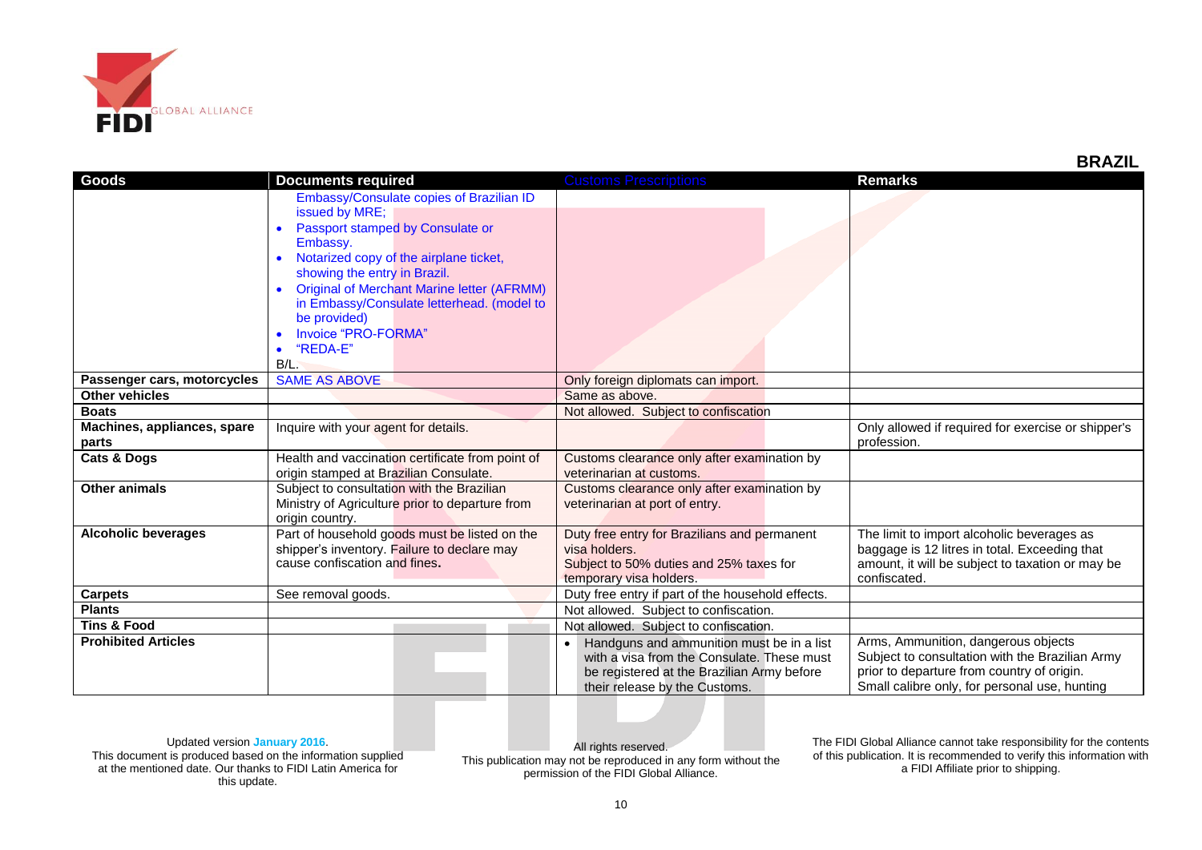**BRAZIL**

| Goods | Documents required | Customs Prescriptions | Remarks |
|---|---|---|---|
| | Embassy/Consulate copies of Brazilian ID issued by MRE;<br>• Passport stamped by Consulate or Embassy.<br>• Notarized copy of the airplane ticket, showing the entry in Brazil.<br>• Original of Merchant Marine letter (AFRMM) in Embassy/Consulate letterhead. (model to be provided)<br>• Invoice "PRO-FORMA"<br>• "REDA-E"<br>B/L. | | |
| **Passenger cars, motorcycles** | SAME AS ABOVE | Only foreign diplomats can import. | |
| **Other vehicles** | | Same as above. | |
| **Boats** | | Not allowed. Subject to confiscation | |
| **Machines, appliances, spare parts** | Inquire with your agent for details. | | Only allowed if required for exercise or shipper's profession. |
| **Cats & Dogs** | Health and vaccination certificate from point of origin stamped at Brazilian Consulate. | Customs clearance only after examination by veterinarian at customs. | |
| **Other animals** | Subject to consultation with the Brazilian Ministry of Agriculture prior to departure from origin country. | Customs clearance only after examination by veterinarian at port of entry. | |
| **Alcoholic beverages** | Part of household goods must be listed on the shipper's inventory. Failure to declare may cause confiscation and fines**.** | Duty free entry for Brazilians and permanent visa holders.<br>Subject to 50% duties and 25% taxes for temporary visa holders. | The limit to import alcoholic beverages as baggage is 12 litres in total. Exceeding that amount, it will be subject to taxation or may be confiscated. |
| **Carpets** | See removal goods. | Duty free entry if part of the household effects. | |
| **Plants** | | Not allowed. Subject to confiscation. | |
| **Tins & Food** | | Not allowed. Subject to confiscation. | |
| **Prohibited Articles** | | • Handguns and ammunition must be in a list with a visa from the Consulate. These must be registered at the Brazilian Army before their release by the Customs. | Arms, Ammunition, dangerous objects Subject to consultation with the Brazilian Army prior to departure from country of origin. Small calibre only, for personal use, hunting |

Updated version **January 2016**.
This document is produced based on the information supplied at the mentioned date. Our thanks to FIDI Latin America for this update.

All rights reserved.
This publication may not be reproduced in any form without the permission of the FIDI Global Alliance.

The FIDI Global Alliance cannot take responsibility for the contents of this publication. It is recommended to verify this information with a FIDI Affiliate prior to shipping.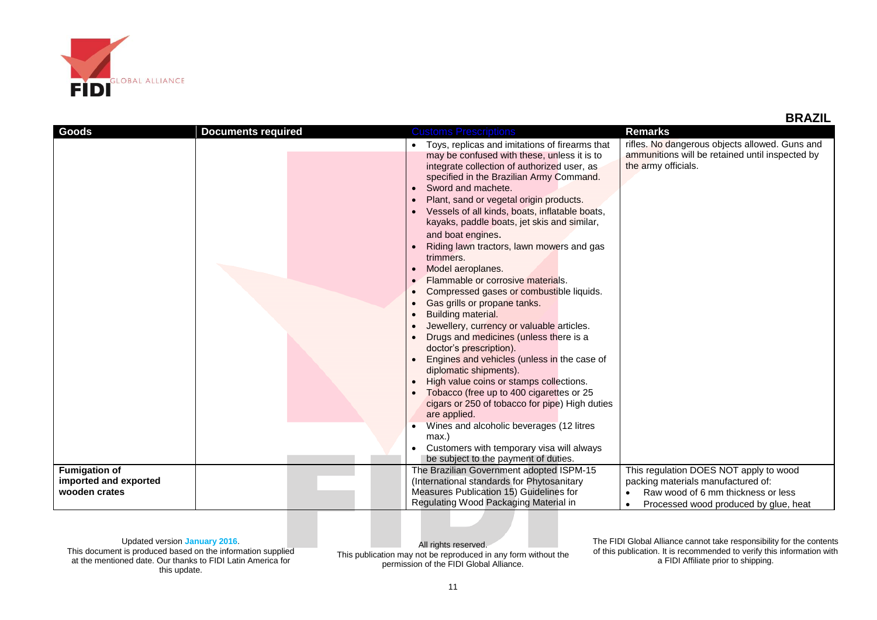## BRAZIL

| Goods | Documents required | Customs Prescriptions | Remarks |
|---|---|---|---|
| | | • Toys, replicas and imitations of firearms that may be confused with these, unless it is to integrate collection of authorized user, as specified in the Brazilian Army Command.<br>• Sword and machete.<br>• Plant, sand or vegetal origin products.<br>• Vessels of all kinds, boats, inflatable boats, kayaks, paddle boats, jet skis and similar, and boat engines.<br>• Riding lawn tractors, lawn mowers and gas trimmers.<br>• Model aeroplanes.<br>• Flammable or corrosive materials.<br>• Compressed gases or combustible liquids.<br>• Gas grills or propane tanks.<br>• Building material.<br>• Jewellery, currency or valuable articles.<br>• Drugs and medicines (unless there is a doctor's prescription).<br>• Engines and vehicles (unless in the case of diplomatic shipments).<br>• High value coins or stamps collections.<br>• Tobacco (free up to 400 cigarettes or 25 cigars or 250 of tobacco for pipe) High duties are applied.<br>• Wines and alcoholic beverages (12 litres max.)<br>• Customers with temporary visa will always be subject to the payment of duties. | rifles. No dangerous objects allowed. Guns and ammunitions will be retained until inspected by the army officials. |
| **Fumigation of imported and exported wooden crates** | | The Brazilian Government adopted ISPM-15 (International standards for Phytosanitary Measures Publication 15) Guidelines for Regulating Wood Packaging Material in | This regulation DOES NOT apply to wood packing materials manufactured of:<br>• Raw wood of 6 mm thickness or less<br>• Processed wood produced by glue, heat |

Updated version **January 2016**.
This document is produced based on the information supplied at the mentioned date. Our thanks to FIDI Latin America for this update.

All rights reserved.
This publication may not be reproduced in any form without the permission of the FIDI Global Alliance.

The FIDI Global Alliance cannot take responsibility for the contents of this publication. It is recommended to verify this information with a FIDI Affiliate prior to shipping.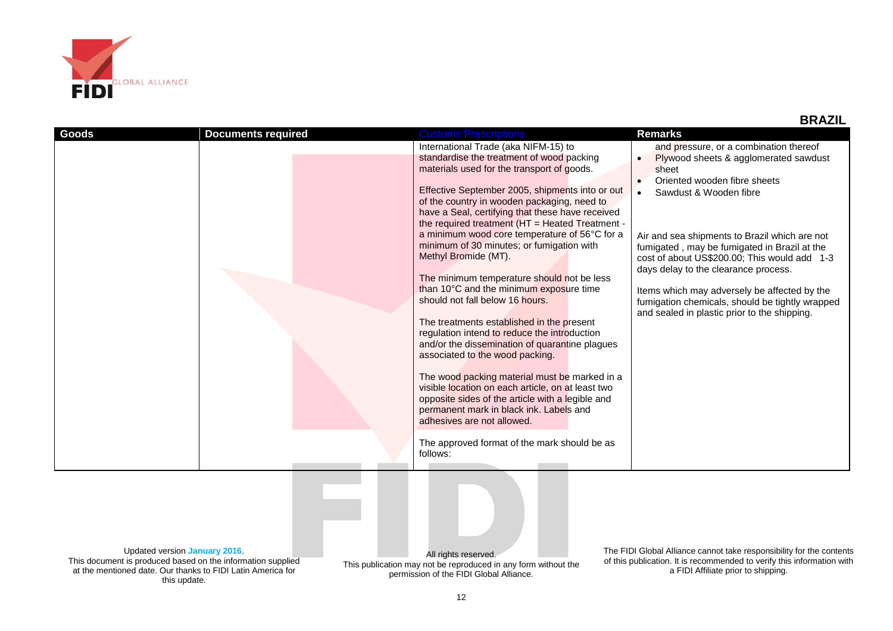**BRAZIL**

| Goods | Documents required | Customs Prescriptions | Remarks |
|---|---|---|---|
| | | International Trade (aka NIFM-15) to standardise the treatment of wood packing materials used for the transport of goods.<br><br>Effective September 2005, shipments into or out of the country in wooden packaging, need to have a Seal, certifying that these have received the required treatment (HT = Heated Treatment - a minimum wood core temperature of 56°C for a minimum of 30 minutes; or fumigation with Methyl Bromide (MT).<br><br>The minimum temperature should not be less than 10°C and the minimum exposure time should not fall below 16 hours.<br><br>The treatments established in the present regulation intend to reduce the introduction and/or the dissemination of quarantine plagues associated to the wood packing.<br><br>The wood packing material must be marked in a visible location on each article, on at least two opposite sides of the article with a legible and permanent mark in black ink. Labels and adhesives are not allowed.<br><br>The approved format of the mark should be as follows: | and pressure, or a combination thereof<br>• Plywood sheets & agglomerated sawdust sheet<br>• Oriented wooden fibre sheets<br>• Sawdust & Wooden fibre<br><br>Air and sea shipments to Brazil which are not fumigated , may be fumigated in Brazil at the cost of about US$200.00; This would add 1-3 days delay to the clearance process.<br><br>Items which may adversely be affected by the fumigation chemicals, should be tightly wrapped and sealed in plastic prior to the shipping. |

Updated version January 2016.
This document is produced based on the information supplied at the mentioned date. Our thanks to FIDI Latin America for this update.

All rights reserved.
This publication may not be reproduced in any form without the permission of the FIDI Global Alliance.

The FIDI Global Alliance cannot take responsibility for the contents of this publication. It is recommended to verify this information with a FIDI Affiliate prior to shipping.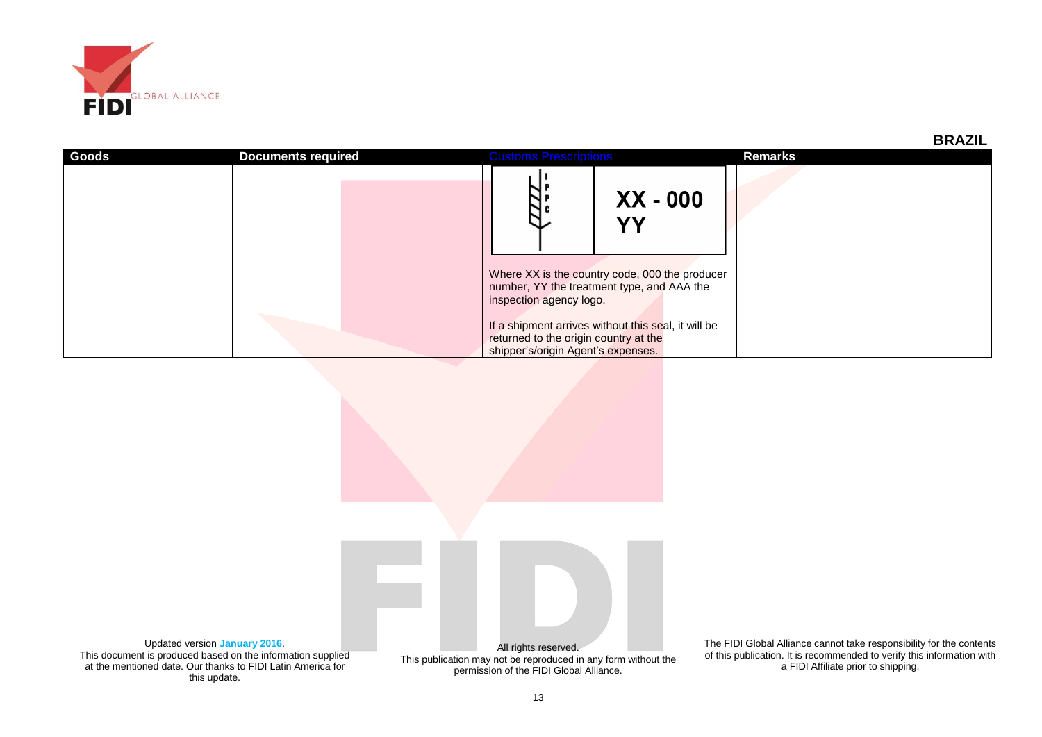**BRAZIL**

| Goods | Documents required | Customs Prescriptions | Remarks |
| --- | --- | --- | --- |
| | | IPPC XX - 000 YY<br><br>Where XX is the country code, 000 the producer number, YY the treatment type, and AAA the inspection agency logo.<br><br>If a shipment arrives without this seal, it will be returned to the origin country at the shipper's/origin Agent's expenses. | |

Updated version **January 2016**.
This document is produced based on the information supplied at the mentioned date. Our thanks to FIDI Latin America for this update.

All rights reserved.
This publication may not be reproduced in any form without the permission of the FIDI Global Alliance.

The FIDI Global Alliance cannot take responsibility for the contents of this publication. It is recommended to verify this information with a FIDI Affiliate prior to shipping.